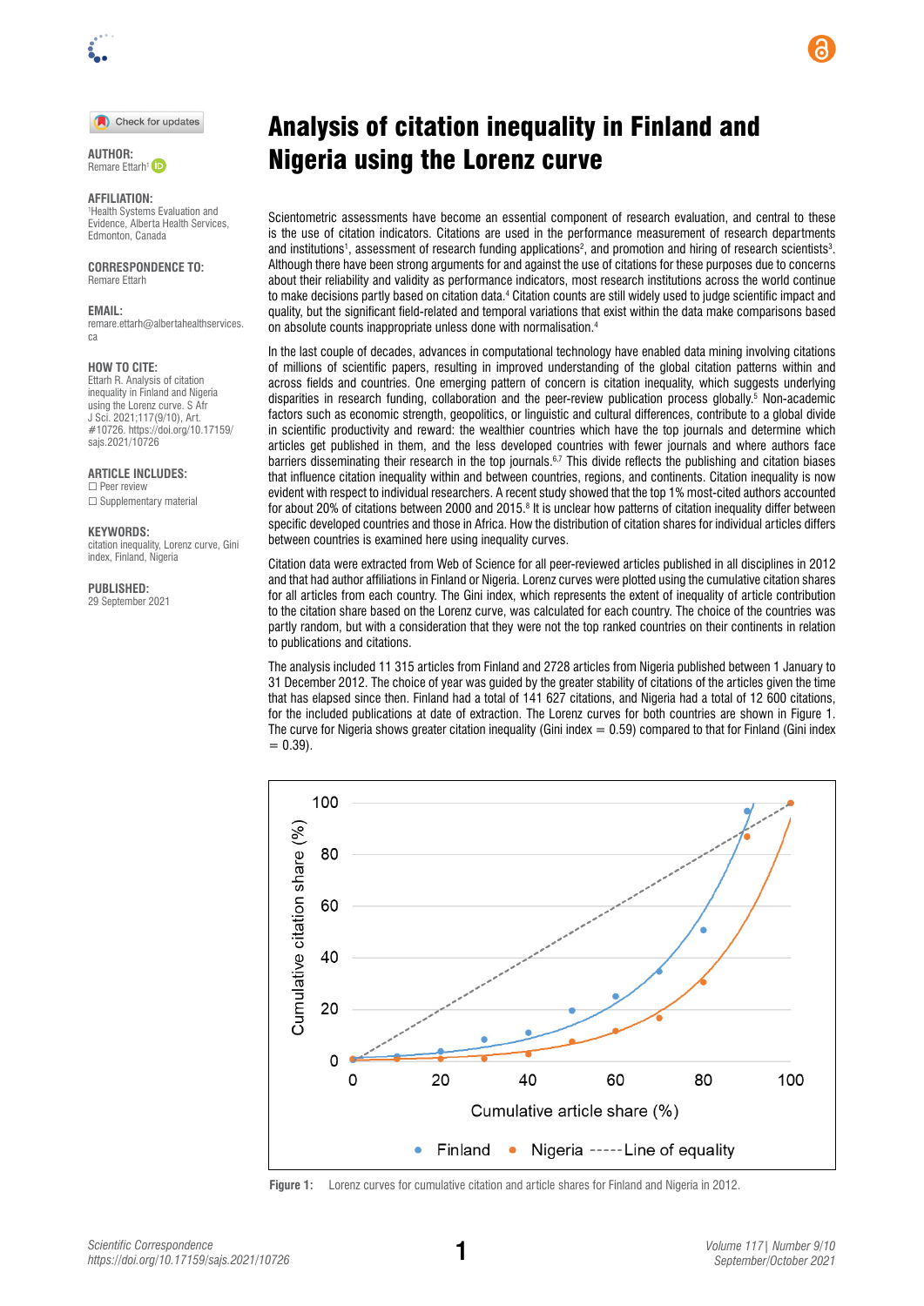# Analysis of citation inequality in Finland and Nigeria using the Lorenz curve

**AUTHOR:**
Remare Ettarh[1]

**AFFILIATION:**
[1]Health Systems Evaluation and Evidence, Alberta Health Services, Edmonton, Canada

**CORRESPONDENCE TO:**
Remare Ettarh

**EMAIL:**
remare.ettarh@albertahealthservices.ca

**HOW TO CITE:**
Ettarh R. Analysis of citation inequality in Finland and Nigeria using the Lorenz curve. S Afr J Sci. 2021;117(9/10), Art. #10726. https://doi.org/10.17159/sajs.2021/10726

**ARTICLE INCLUDES:**
☐ Peer review
☐ Supplementary material

**KEYWORDS:**
citation inequality, Lorenz curve, Gini index, Finland, Nigeria

**PUBLISHED:**
29 September 2021

Scientometric assessments have become an essential component of research evaluation, and central to these is the use of citation indicators. Citations are used in the performance measurement of research departments and institutions[1], assessment of research funding applications[2], and promotion and hiring of research scientists[3]. Although there have been strong arguments for and against the use of citations for these purposes due to concerns about their reliability and validity as performance indicators, most research institutions across the world continue to make decisions partly based on citation data.[4] Citation counts are still widely used to judge scientific impact and quality, but the significant field-related and temporal variations that exist within the data make comparisons based on absolute counts inappropriate unless done with normalisation.[4]

In the last couple of decades, advances in computational technology have enabled data mining involving citations of millions of scientific papers, resulting in improved understanding of the global citation patterns within and across fields and countries. One emerging pattern of concern is citation inequality, which suggests underlying disparities in research funding, collaboration and the peer-review publication process globally.[5] Non-academic factors such as economic strength, geopolitics, or linguistic and cultural differences, contribute to a global divide in scientific productivity and reward: the wealthier countries which have the top journals and determine which articles get published in them, and the less developed countries with fewer journals and where authors face barriers disseminating their research in the top journals.[6,7] This divide reflects the publishing and citation biases that influence citation inequality within and between countries, regions, and continents. Citation inequality is now evident with respect to individual researchers. A recent study showed that the top 1% most-cited authors accounted for about 20% of citations between 2000 and 2015.[8] It is unclear how patterns of citation inequality differ between specific developed countries and those in Africa. How the distribution of citation shares for individual articles differs between countries is examined here using inequality curves.

Citation data were extracted from Web of Science for all peer-reviewed articles published in all disciplines in 2012 and that had author affiliations in Finland or Nigeria. Lorenz curves were plotted using the cumulative citation shares for all articles from each country. The Gini index, which represents the extent of inequality of article contribution to the citation share based on the Lorenz curve, was calculated for each country. The choice of the countries was partly random, but with a consideration that they were not the top ranked countries on their continents in relation to publications and citations.

The analysis included 11 315 articles from Finland and 2728 articles from Nigeria published between 1 January to 31 December 2012. The choice of year was guided by the greater stability of citations of the articles given the time that has elapsed since then. Finland had a total of 141 627 citations, and Nigeria had a total of 12 600 citations, for the included publications at date of extraction. The Lorenz curves for both countries are shown in Figure 1. The curve for Nigeria shows greater citation inequality (Gini index = 0.59) compared to that for Finland (Gini index = 0.39).

Figure 1: Lorenz curves for cumulative citation and article shares for Finland and Nigeria in 2012.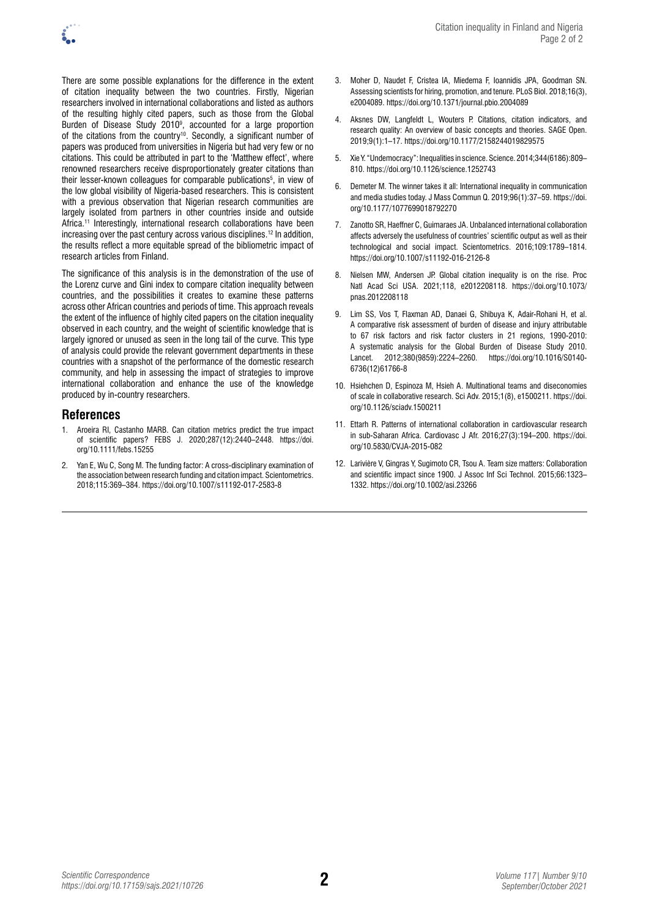There are some possible explanations for the difference in the extent of citation inequality between the two countries. Firstly, Nigerian researchers involved in international collaborations and listed as authors of the resulting highly cited papers, such as those from the Global Burden of Disease Study 2010[9], accounted for a large proportion of the citations from the country[10]. Secondly, a significant number of papers was produced from universities in Nigeria but had very few or no citations. This could be attributed in part to the 'Matthew effect', where renowned researchers receive disproportionately greater citations than their lesser-known colleagues for comparable publications[5], in view of the low global visibility of Nigeria-based researchers. This is consistent with a previous observation that Nigerian research communities are largely isolated from partners in other countries inside and outside Africa.[11] Interestingly, international research collaborations have been increasing over the past century across various disciplines.[12] In addition, the results reflect a more equitable spread of the bibliometric impact of research articles from Finland.

The significance of this analysis is in the demonstration of the use of the Lorenz curve and Gini index to compare citation inequality between countries, and the possibilities it creates to examine these patterns across other African countries and periods of time. This approach reveals the extent of the influence of highly cited papers on the citation inequality observed in each country, and the weight of scientific knowledge that is largely ignored or unused as seen in the long tail of the curve. This type of analysis could provide the relevant government departments in these countries with a snapshot of the performance of the domestic research community, and help in assessing the impact of strategies to improve international collaboration and enhance the use of the knowledge produced by in-country researchers.

## References

1. Aroeira RI, Castanho MARB. Can citation metrics predict the true impact of scientific papers? FEBS J. 2020;287(12):2440–2448. https://doi.org/10.1111/febs.15255
2. Yan E, Wu C, Song M. The funding factor: A cross-disciplinary examination of the association between research funding and citation impact. Scientometrics. 2018;115:369–384. https://doi.org/10.1007/s11192-017-2583-8
3. Moher D, Naudet F, Cristea IA, Miedema F, Ioannidis JPA, Goodman SN. Assessing scientists for hiring, promotion, and tenure. PLoS Biol. 2018;16(3), e2004089. https://doi.org/10.1371/journal.pbio.2004089
4. Aksnes DW, Langfeldt L, Wouters P. Citations, citation indicators, and research quality: An overview of basic concepts and theories. SAGE Open. 2019;9(1):1–17. https://doi.org/10.1177/2158244019829575
5. Xie Y. "Undemocracy": Inequalities in science. Science. 2014;344(6186):809–810. https://doi.org/10.1126/science.1252743
6. Demeter M. The winner takes it all: International inequality in communication and media studies today. J Mass Commun Q. 2019;96(1):37–59. https://doi.org/10.1177/1077699018792270
7. Zanotto SR, Haeffner C, Guimaraes JA. Unbalanced international collaboration affects adversely the usefulness of countries' scientific output as well as their technological and social impact. Scientometrics. 2016;109:1789–1814. https://doi.org/10.1007/s11192-016-2126-8
8. Nielsen MW, Andersen JP. Global citation inequality is on the rise. Proc Natl Acad Sci USA. 2021;118, e2012208118. https://doi.org/10.1073/pnas.2012208118
9. Lim SS, Vos T, Flaxman AD, Danaei G, Shibuya K, Adair-Rohani H, et al. A comparative risk assessment of burden of disease and injury attributable to 67 risk factors and risk factor clusters in 21 regions, 1990-2010: A systematic analysis for the Global Burden of Disease Study 2010. Lancet. 2012;380(9859):2224–2260. https://doi.org/10.1016/S0140-6736(12)61766-8
10. Hsiehchen D, Espinoza M, Hsieh A. Multinational teams and diseconomies of scale in collaborative research. Sci Adv. 2015;1(8), e1500211. https://doi.org/10.1126/sciadv.1500211
11. Ettarh R. Patterns of international collaboration in cardiovascular research in sub-Saharan Africa. Cardiovasc J Afr. 2016;27(3):194–200. https://doi.org/10.5830/CVJA-2015-082
12. Larivière V, Gingras Y, Sugimoto CR, Tsou A. Team size matters: Collaboration and scientific impact since 1900. J Assoc Inf Sci Technol. 2015;66:1323–1332. https://doi.org/10.1002/asi.23266